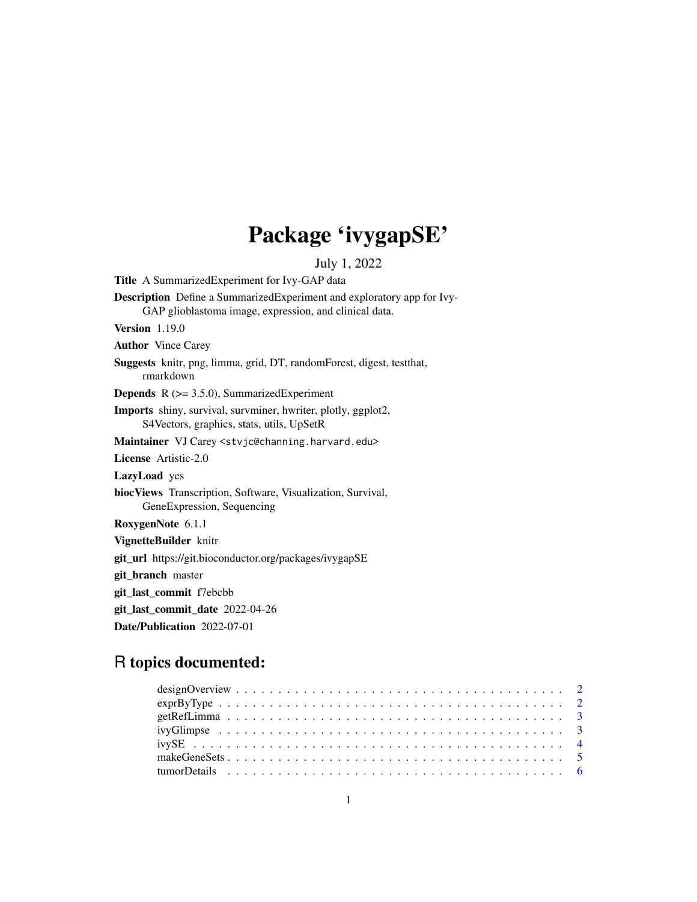# Package 'ivygapSE'

July 1, 2022

**Title** A SummarizedExperiment for Ivy-GAP data

**Description** Define a SummarizedExperiment and exploratory app for Ivy-GAP glioblastoma image, expression, and clinical data.

**Version** 1.19.0

**Author** Vince Carey

**Suggests** knitr, png, limma, grid, DT, randomForest, digest, testthat, rmarkdown

**Depends** R (>= 3.5.0), SummarizedExperiment

**Imports** shiny, survival, survminer, hwriter, plotly, ggplot2, S4Vectors, graphics, stats, utils, UpSetR

**Maintainer** VJ Carey <stvjc@channing.harvard.edu>

**License** Artistic-2.0

**LazyLoad** yes

**biocViews** Transcription, Software, Visualization, Survival, GeneExpression, Sequencing

**RoxygenNote** 6.1.1

**VignetteBuilder** knitr

**git_url** https://git.bioconductor.org/packages/ivygapSE

**git_branch** master

**git_last_commit** f7ebcbb

**git_last_commit_date** 2022-04-26

**Date/Publication** 2022-07-01

## R topics documented:

- designOverview . . . . . . . . . . 2
- exprByType . . . . . . . . . . 2
- getRefLimma . . . . . . . . . . 3
- ivyGlimpse . . . . . . . . . . 3
- ivySE . . . . . . . . . . 4
- makeGeneSets . . . . . . . . . . 5
- tumorDetails . . . . . . . . . . 6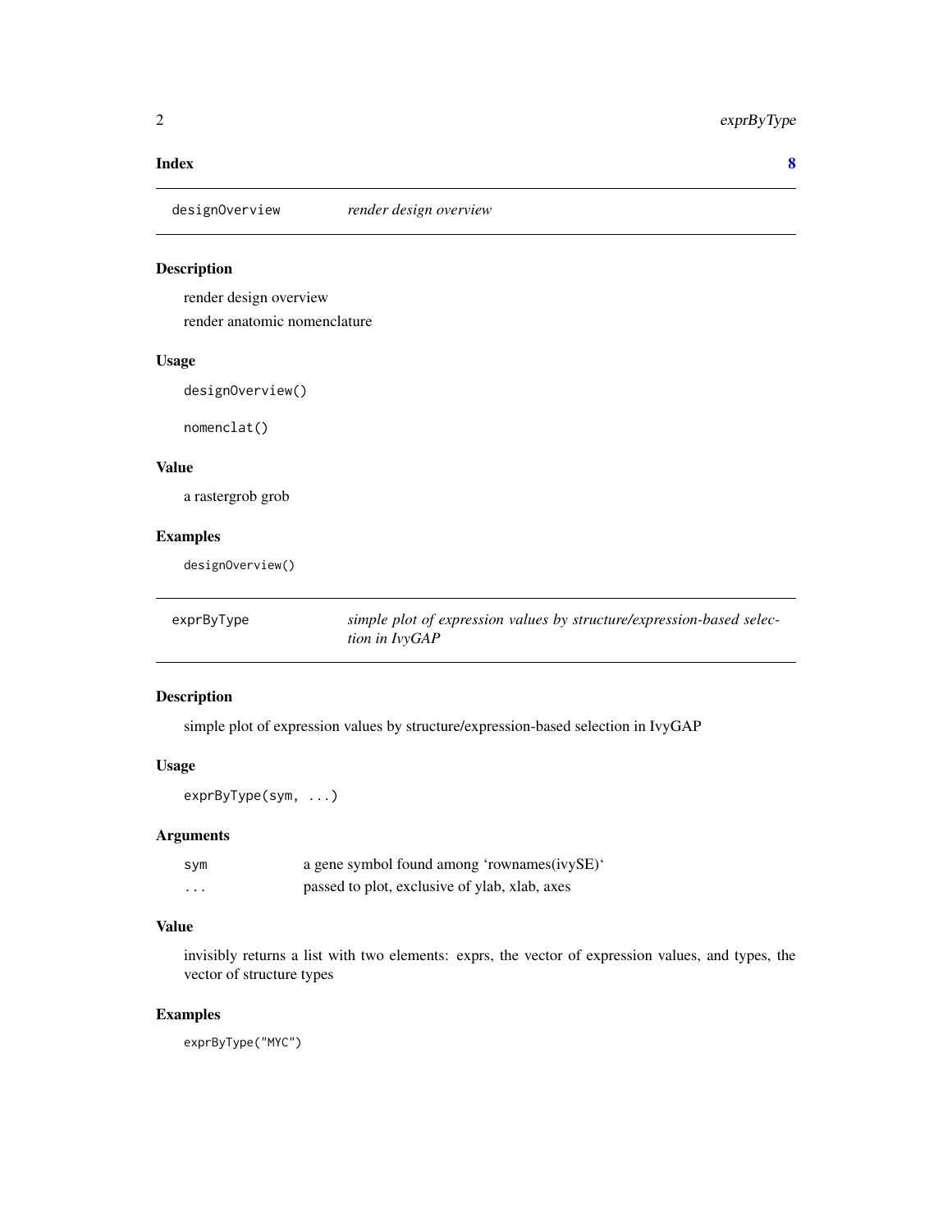**Index** 8

## designOverview — *render design overview*

### Description

render design overview

render anatomic nomenclature

### Usage

```
designOverview()

nomenclat()
```

### Value

a rastergrob grob

### Examples

```
designOverview()
```

## exprByType — *simple plot of expression values by structure/expression-based selection in IvyGAP*

### Description

simple plot of expression values by structure/expression-based selection in IvyGAP

### Usage

```
exprByType(sym, ...)
```

### Arguments

| | |
|---|---|
| sym | a gene symbol found among 'rownames(ivySE)' |
| ... | passed to plot, exclusive of ylab, xlab, axes |

### Value

invisibly returns a list with two elements: exprs, the vector of expression values, and types, the vector of structure types

### Examples

```
exprByType("MYC")
```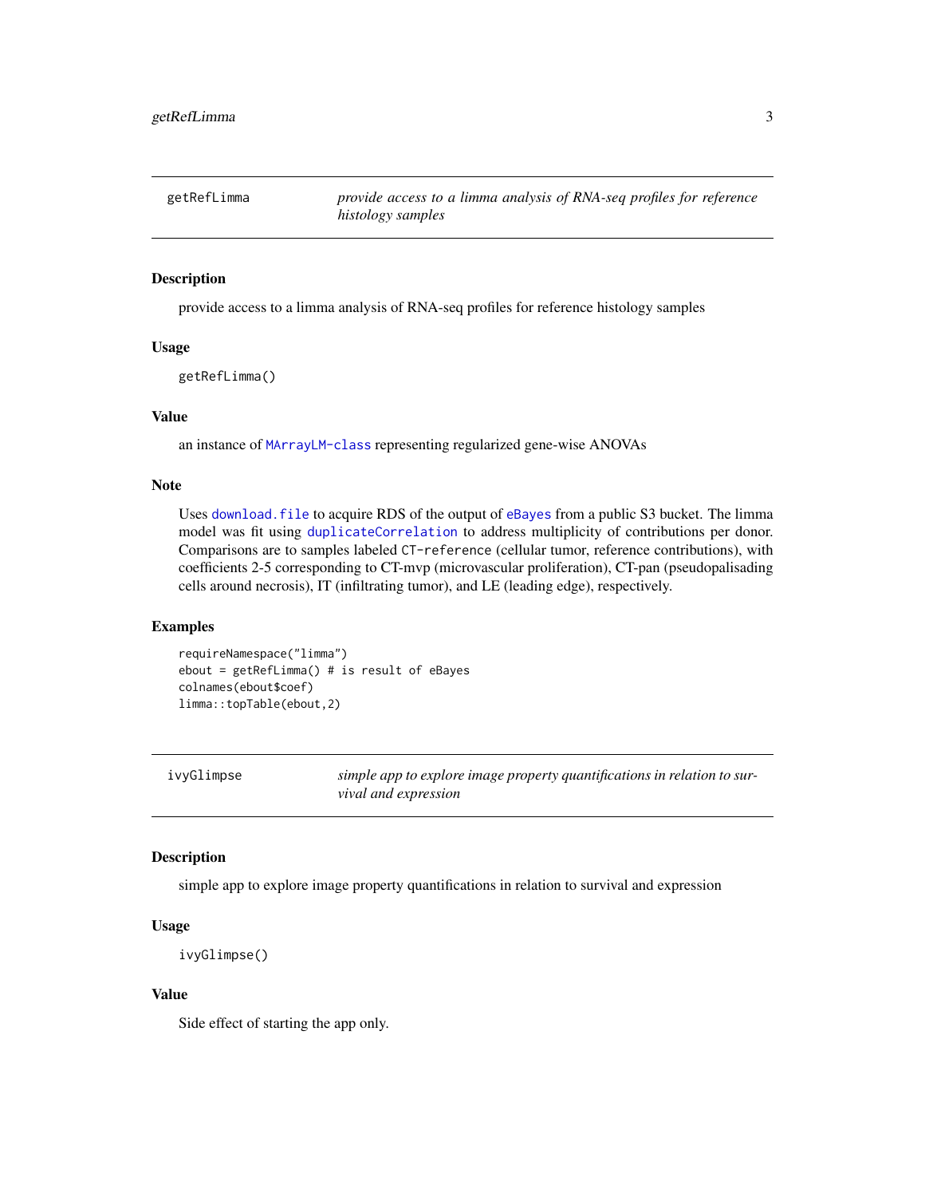## getRefLimma

*provide access to a limma analysis of RNA-seq profiles for reference histology samples*

### Description

provide access to a limma analysis of RNA-seq profiles for reference histology samples

### Usage

```
getRefLimma()
```

### Value

an instance of MArrayLM-class representing regularized gene-wise ANOVAs

### Note

Uses download.file to acquire RDS of the output of eBayes from a public S3 bucket. The limma model was fit using duplicateCorrelation to address multiplicity of contributions per donor. Comparisons are to samples labeled CT-reference (cellular tumor, reference contributions), with coefficients 2-5 corresponding to CT-mvp (microvascular proliferation), CT-pan (pseudopalisading cells around necrosis), IT (infiltrating tumor), and LE (leading edge), respectively.

### Examples

```
requireNamespace("limma")
ebout = getRefLimma() # is result of eBayes
colnames(ebout$coef)
limma::topTable(ebout,2)
```

## ivyGlimpse

*simple app to explore image property quantifications in relation to survival and expression*

### Description

simple app to explore image property quantifications in relation to survival and expression

### Usage

```
ivyGlimpse()
```

### Value

Side effect of starting the app only.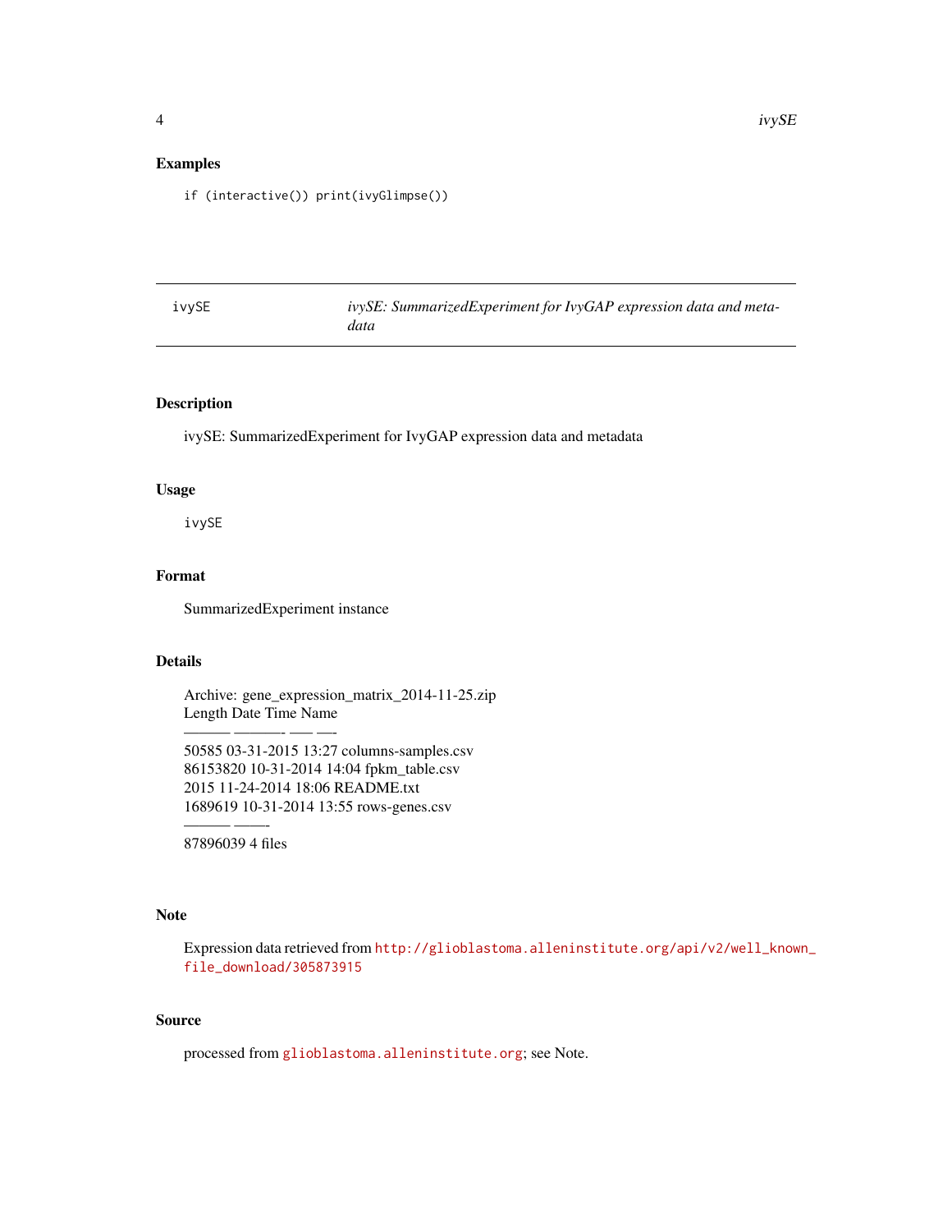## Examples

```
if (interactive()) print(ivyGlimpse())
```

---

ivySE — *ivySE: SummarizedExperiment for IvyGAP expression data and metadata*

---

## Description

ivySE: SummarizedExperiment for IvyGAP expression data and metadata

## Usage

```
ivySE
```

## Format

SummarizedExperiment instance

## Details

Archive: gene_expression_matrix_2014-11-25.zip
Length Date Time Name
——— ——– —- —-
50585 03-31-2015 13:27 columns-samples.csv
86153820 10-31-2014 14:04 fpkm_table.csv
2015 11-24-2014 18:06 README.txt
1689619 10-31-2014 13:55 rows-genes.csv
——— ——-
87896039 4 files

## Note

Expression data retrieved from http://glioblastoma.alleninstitute.org/api/v2/well_known_file_download/305873915

## Source

processed from glioblastoma.alleninstitute.org; see Note.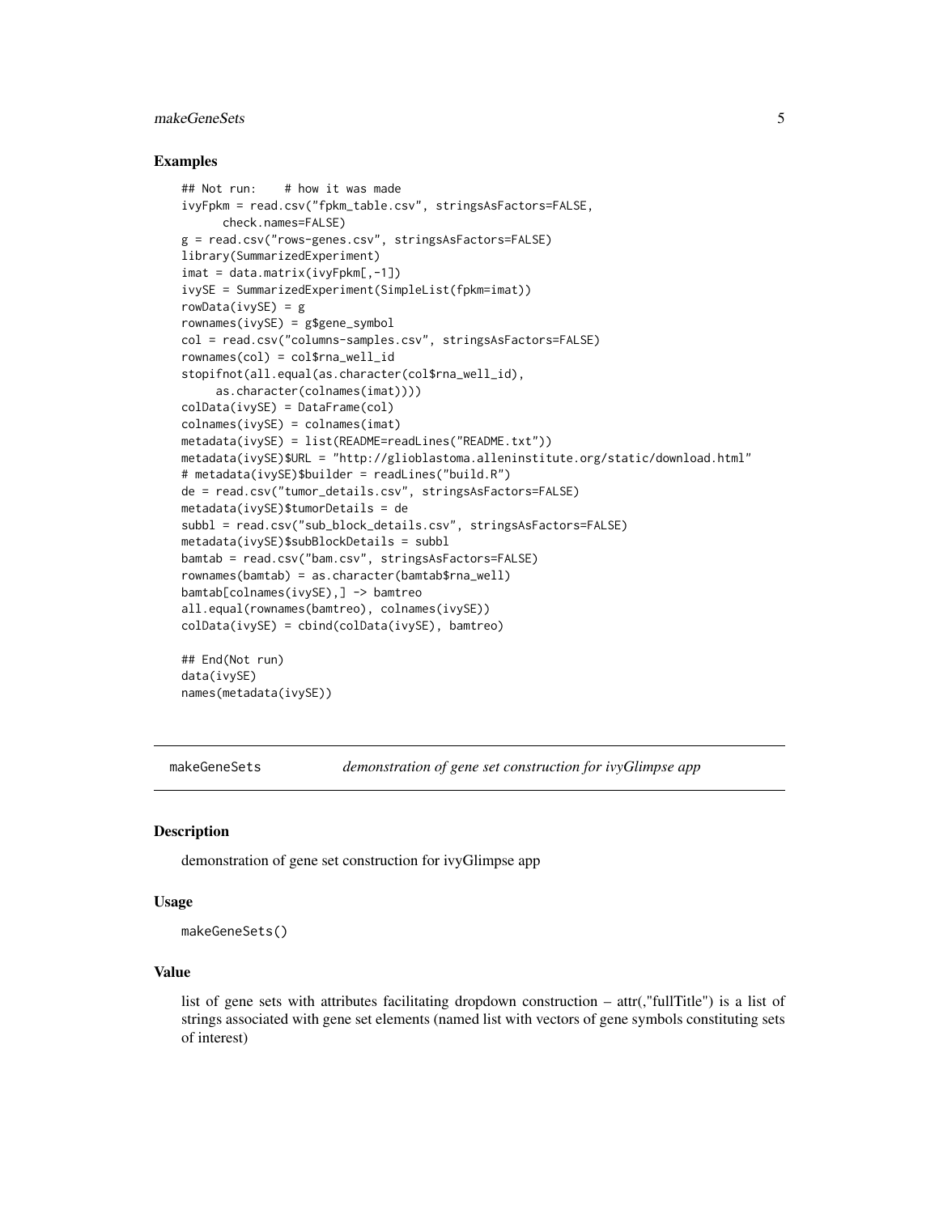### Examples

```
## Not run:    # how it was made
ivyFpkm = read.csv("fpkm_table.csv", stringsAsFactors=FALSE,
      check.names=FALSE)
g = read.csv("rows-genes.csv", stringsAsFactors=FALSE)
library(SummarizedExperiment)
imat = data.matrix(ivyFpkm[,-1])
ivySE = SummarizedExperiment(SimpleList(fpkm=imat))
rowData(ivySE) = g
rownames(ivySE) = g$gene_symbol
col = read.csv("columns-samples.csv", stringsAsFactors=FALSE)
rownames(col) = col$rna_well_id
stopifnot(all.equal(as.character(col$rna_well_id),
     as.character(colnames(imat))))
colData(ivySE) = DataFrame(col)
colnames(ivySE) = colnames(imat)
metadata(ivySE) = list(README=readLines("README.txt"))
metadata(ivySE)$URL = "http://glioblastoma.alleninstitute.org/static/download.html"
# metadata(ivySE)$builder = readLines("build.R")
de = read.csv("tumor_details.csv", stringsAsFactors=FALSE)
metadata(ivySE)$tumorDetails = de
subbl = read.csv("sub_block_details.csv", stringsAsFactors=FALSE)
metadata(ivySE)$subBlockDetails = subbl
bamtab = read.csv("bam.csv", stringsAsFactors=FALSE)
rownames(bamtab) = as.character(bamtab$rna_well)
bamtab[colnames(ivySE),] -> bamtreo
all.equal(rownames(bamtreo), colnames(ivySE))
colData(ivySE) = cbind(colData(ivySE), bamtreo)

## End(Not run)
data(ivySE)
names(metadata(ivySE))
```

---

## makeGeneSets    *demonstration of gene set construction for ivyGlimpse app*

---

### Description

demonstration of gene set construction for ivyGlimpse app

### Usage

```
makeGeneSets()
```

### Value

list of gene sets with attributes facilitating dropdown construction – attr(,"fullTitle") is a list of strings associated with gene set elements (named list with vectors of gene symbols constituting sets of interest)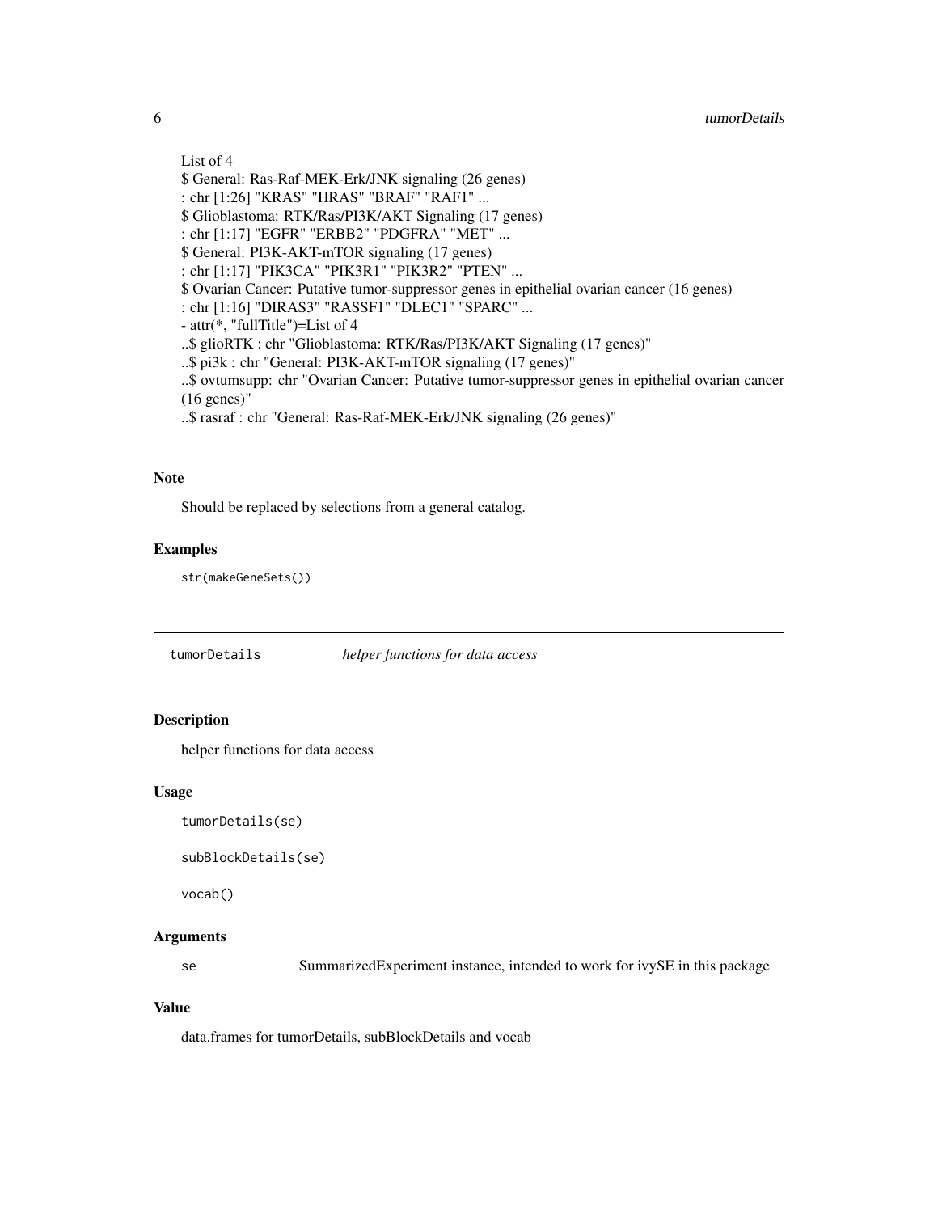List of 4
$ General: Ras-Raf-MEK-Erk/JNK signaling (26 genes)
: chr [1:26] "KRAS" "HRAS" "BRAF" "RAF1" ...
$ Glioblastoma: RTK/Ras/PI3K/AKT Signaling (17 genes)
: chr [1:17] "EGFR" "ERBB2" "PDGFRA" "MET" ...
$ General: PI3K-AKT-mTOR signaling (17 genes)
: chr [1:17] "PIK3CA" "PIK3R1" "PIK3R2" "PTEN" ...
$ Ovarian Cancer: Putative tumor-suppressor genes in epithelial ovarian cancer (16 genes)
: chr [1:16] "DIRAS3" "RASSF1" "DLEC1" "SPARC" ...
- attr(*, "fullTitle")=List of 4
..$ glioRTK : chr "Glioblastoma: RTK/Ras/PI3K/AKT Signaling (17 genes)"
..$ pi3k : chr "General: PI3K-AKT-mTOR signaling (17 genes)"
..$ ovtumsupp: chr "Ovarian Cancer: Putative tumor-suppressor genes in epithelial ovarian cancer (16 genes)"
..$ rasraf : chr "General: Ras-Raf-MEK-Erk/JNK signaling (26 genes)"

### Note

Should be replaced by selections from a general catalog.

### Examples

```
str(makeGeneSets())
```

---

## tumorDetails *helper functions for data access*

### Description

helper functions for data access

### Usage

```
tumorDetails(se)

subBlockDetails(se)

vocab()
```

### Arguments

| | |
|---|---|
| se | SummarizedExperiment instance, intended to work for ivySE in this package |

### Value

data.frames for tumorDetails, subBlockDetails and vocab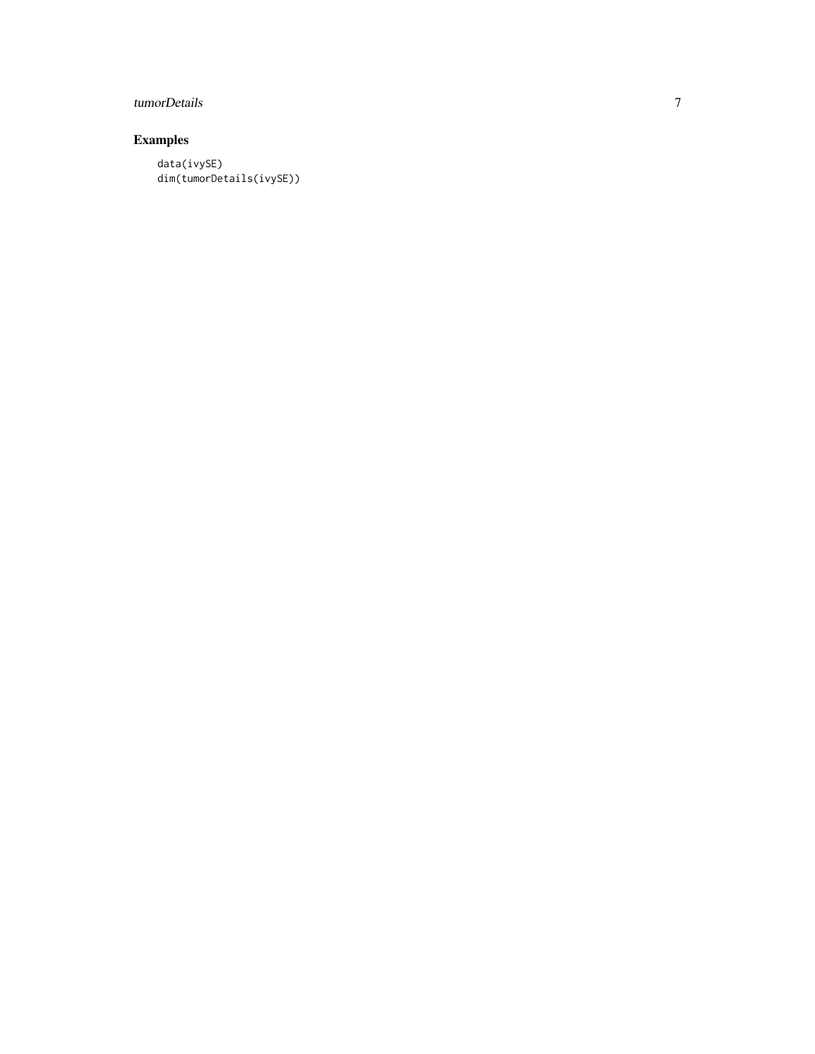## Examples

```
data(ivySE)
dim(tumorDetails(ivySE))
```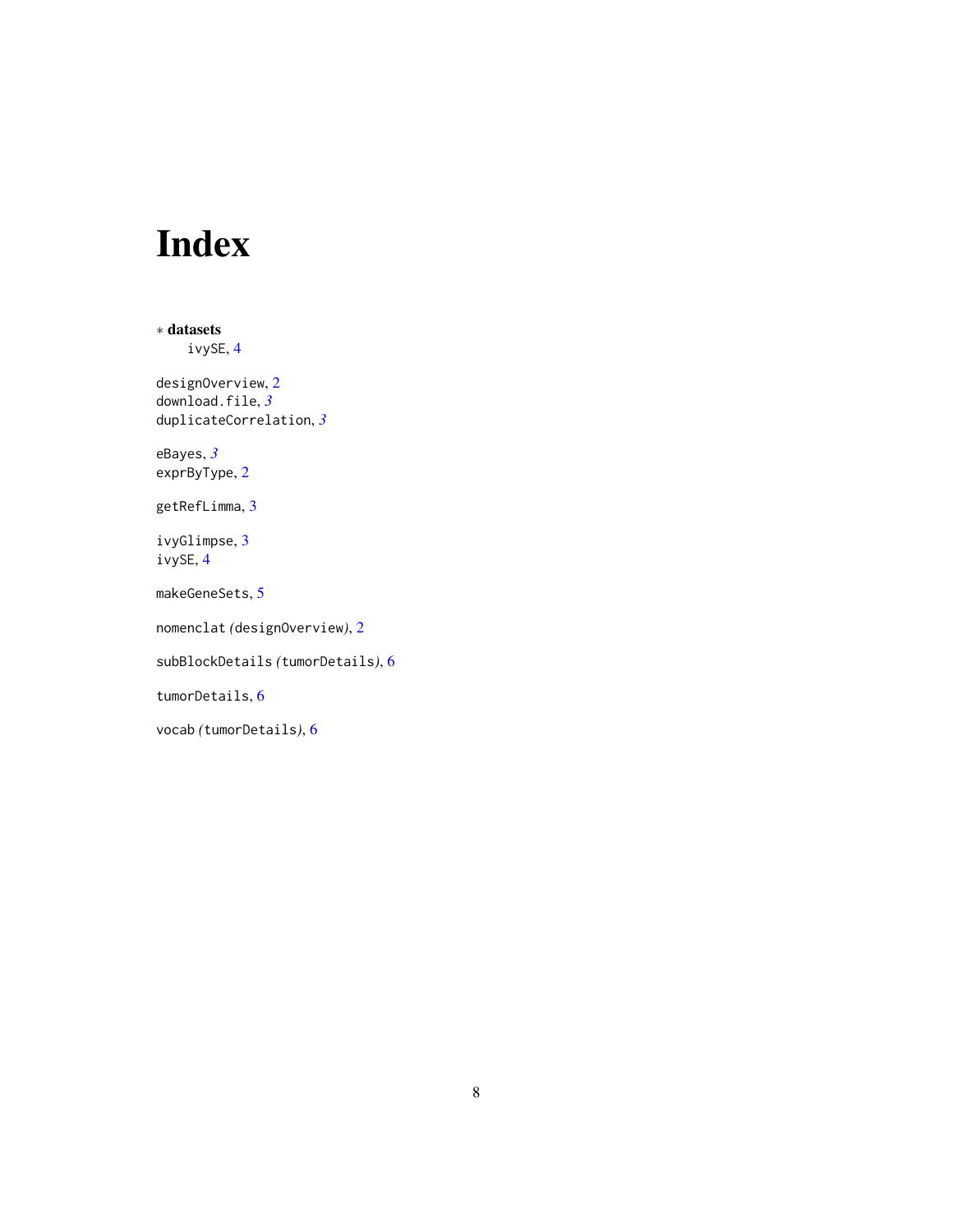# Index

∗ **datasets**
    ivySE, 4

designOverview, 2
download.file, *3*
duplicateCorrelation, *3*

eBayes, *3*
exprByType, 2

getRefLimma, 3

ivyGlimpse, 3
ivySE, 4

makeGeneSets, 5

nomenclat *(*designOverview*)*, 2

subBlockDetails *(*tumorDetails*)*, 6

tumorDetails, 6

vocab *(*tumorDetails*)*, 6